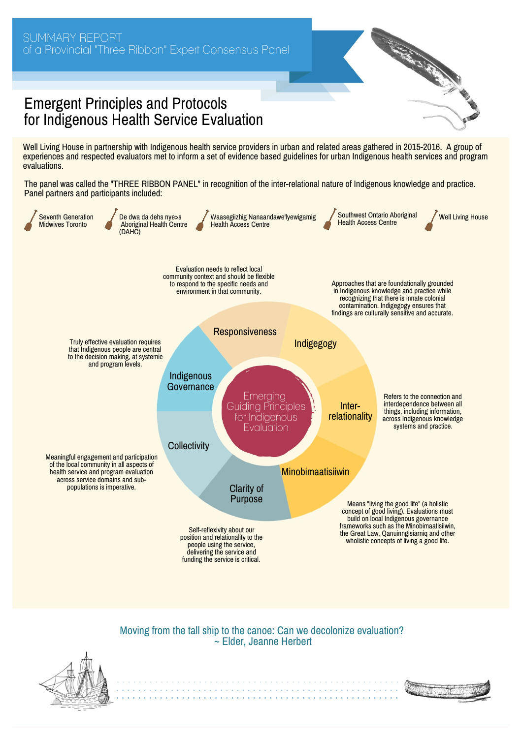SUMMARY REPORT
of a Provincial "Three Ribbon" Expert Consensus Panel

# Emergent Principles and Protocols for Indigenous Health Service Evaluation

Well Living House in partnership with Indigenous health service providers in urban and related areas gathered in 2015-2016. A group of experiences and respected evaluators met to inform a set of evidence based guidelines for urban Indigenous health services and program evaluations.

The panel was called the "THREE RIBBON PANEL" in recognition of the inter-relational nature of Indigenous knowledge and practice. Panel partners and participants included:

- Seventh Generation Midwives Toronto
- De dwa da dehs nye>s Aboriginal Health Centre (DAHC)
- Waasegiizhig Nanaandawe'Iyewigamig Health Access Centre
- Southwest Ontario Aboriginal Health Access Centre
- Well Living House

## Emerging Guiding Principles for Indigenous Evaluation

**Responsiveness**: Evaluation needs to reflect local community context and should be flexible to respond to the specific needs and environment in that community.

**Indigegogy**: Approaches that are foundationally grounded in Indigenous knowledge and practice while recognizing that there is innate colonial contamination. Indigegogy ensures that findings are culturally sensitive and accurate.

**Inter-relationality**: Refers to the connection and interdependence between all things, including information, across Indigenous knowledge systems and practice.

**Minobimaatisiiwin**: Means "living the good life" (a holistic concept of good living). Evaluations must build on local Indigenous governance frameworks such as the Minobimaatisiiwin, the Great Law, Qanuinngisiarniq and other wholistic concepts of living a good life.

**Clarity of Purpose**: Self-reflexivity about our position and relationality to the people using the service, delivering the service and funding the service is critical.

**Collectivity**: Meaningful engagement and participation of the local community in all aspects of health service and program evaluation across service domains and sub-populations is imperative.

**Indigenous Governance**: Truly effective evaluation requires that Indigenous people are central to the decision making, at systemic and program levels.

Moving from the tall ship to the canoe: Can we decolonize evaluation?
~ Elder, Jeanne Herbert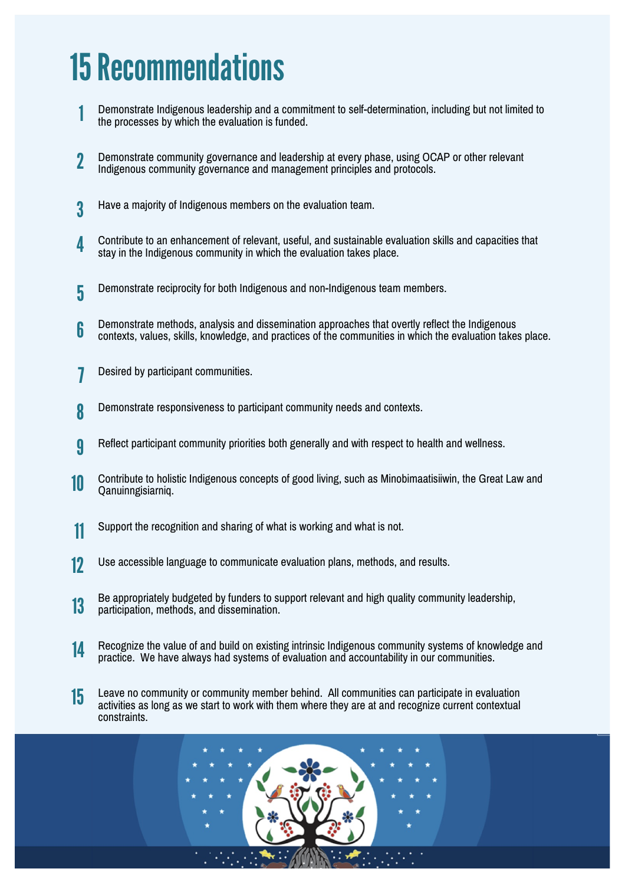# 15 Recommendations

1. Demonstrate Indigenous leadership and a commitment to self-determination, including but not limited to the processes by which the evaluation is funded.
2. Demonstrate community governance and leadership at every phase, using OCAP or other relevant Indigenous community governance and management principles and protocols.
3. Have a majority of Indigenous members on the evaluation team.
4. Contribute to an enhancement of relevant, useful, and sustainable evaluation skills and capacities that stay in the Indigenous community in which the evaluation takes place.
5. Demonstrate reciprocity for both Indigenous and non-Indigenous team members.
6. Demonstrate methods, analysis and dissemination approaches that overtly reflect the Indigenous contexts, values, skills, knowledge, and practices of the communities in which the evaluation takes place.
7. Desired by participant communities.
8. Demonstrate responsiveness to participant community needs and contexts.
9. Reflect participant community priorities both generally and with respect to health and wellness.
10. Contribute to holistic Indigenous concepts of good living, such as Minobimaatisiiwin, the Great Law and Qanuinngisiarniq.
11. Support the recognition and sharing of what is working and what is not.
12. Use accessible language to communicate evaluation plans, methods, and results.
13. Be appropriately budgeted by funders to support relevant and high quality community leadership, participation, methods, and dissemination.
14. Recognize the value of and build on existing intrinsic Indigenous community systems of knowledge and practice. We have always had systems of evaluation and accountability in our communities.
15. Leave no community or community member behind. All communities can participate in evaluation activities as long as we start to work with them where they are at and recognize current contextual constraints.